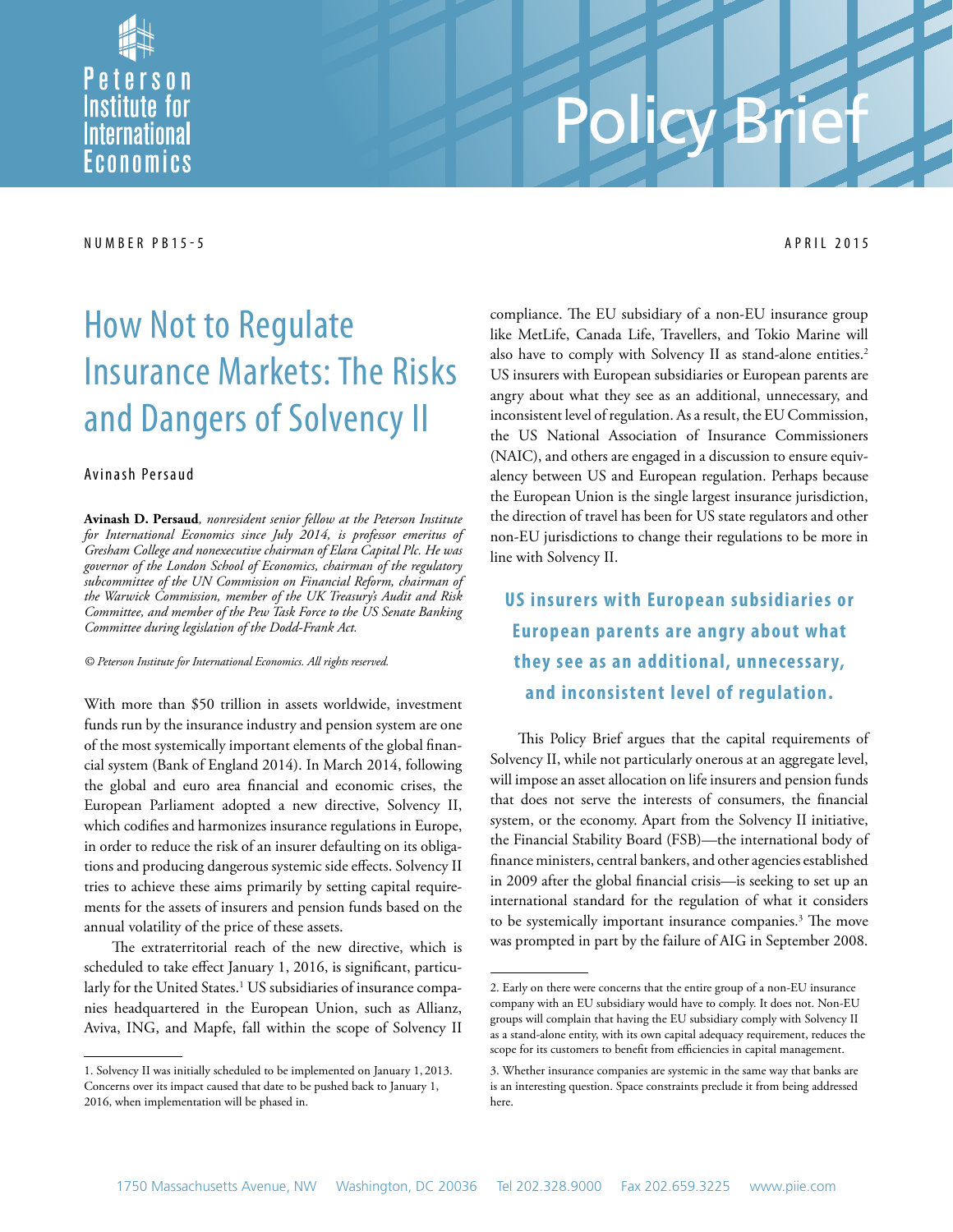Peterson Institute for International Economics

Policy Brief

NUMBER PB15-5 APRIL 2015

# How Not to Regulate Insurance Markets: The Risks and Dangers of Solvency II

Avinash Persaud

**Avinash D. Persaud**, *nonresident senior fellow at the Peterson Institute for International Economics since July 2014, is professor emeritus of Gresham College and nonexecutive chairman of Elara Capital Plc. He was governor of the London School of Economics, chairman of the regulatory subcommittee of the UN Commission on Financial Reform, chairman of the Warwick Commission, member of the UK Treasury's Audit and Risk Committee, and member of the Pew Task Force to the US Senate Banking Committee during legislation of the Dodd-Frank Act.*

*© Peterson Institute for International Economics. All rights reserved.*

With more than $50 trillion in assets worldwide, investment funds run by the insurance industry and pension system are one of the most systemically important elements of the global financial system (Bank of England 2014). In March 2014, following the global and euro area financial and economic crises, the European Parliament adopted a new directive, Solvency II, which codifies and harmonizes insurance regulations in Europe, in order to reduce the risk of an insurer defaulting on its obligations and producing dangerous systemic side effects. Solvency II tries to achieve these aims primarily by setting capital requirements for the assets of insurers and pension funds based on the annual volatility of the price of these assets.

The extraterritorial reach of the new directive, which is scheduled to take effect January 1, 2016, is significant, particularly for the United States.[1] US subsidiaries of insurance companies headquartered in the European Union, such as Allianz, Aviva, ING, and Mapfe, fall within the scope of Solvency II compliance. The EU subsidiary of a non-EU insurance group like MetLife, Canada Life, Travellers, and Tokio Marine will also have to comply with Solvency II as stand-alone entities.[2] US insurers with European subsidiaries or European parents are angry about what they see as an additional, unnecessary, and inconsistent level of regulation. As a result, the EU Commission, the US National Association of Insurance Commissioners (NAIC), and others are engaged in a discussion to ensure equivalency between US and European regulation. Perhaps because the European Union is the single largest insurance jurisdiction, the direction of travel has been for US state regulators and other non-EU jurisdictions to change their regulations to be more in line with Solvency II.

**US insurers with European subsidiaries or European parents are angry about what they see as an additional, unnecessary, and inconsistent level of regulation.**

This Policy Brief argues that the capital requirements of Solvency II, while not particularly onerous at an aggregate level, will impose an asset allocation on life insurers and pension funds that does not serve the interests of consumers, the financial system, or the economy. Apart from the Solvency II initiative, the Financial Stability Board (FSB)—the international body of finance ministers, central bankers, and other agencies established in 2009 after the global financial crisis—is seeking to set up an international standard for the regulation of what it considers to be systemically important insurance companies.[3] The move was prompted in part by the failure of AIG in September 2008.

1. Solvency II was initially scheduled to be implemented on January 1, 2013. Concerns over its impact caused that date to be pushed back to January 1, 2016, when implementation will be phased in.

2. Early on there were concerns that the entire group of a non-EU insurance company with an EU subsidiary would have to comply. It does not. Non-EU groups will complain that having the EU subsidiary comply with Solvency II as a stand-alone entity, with its own capital adequacy requirement, reduces the scope for its customers to benefit from efficiencies in capital management.

3. Whether insurance companies are systemic in the same way that banks are is an interesting question. Space constraints preclude it from being addressed here.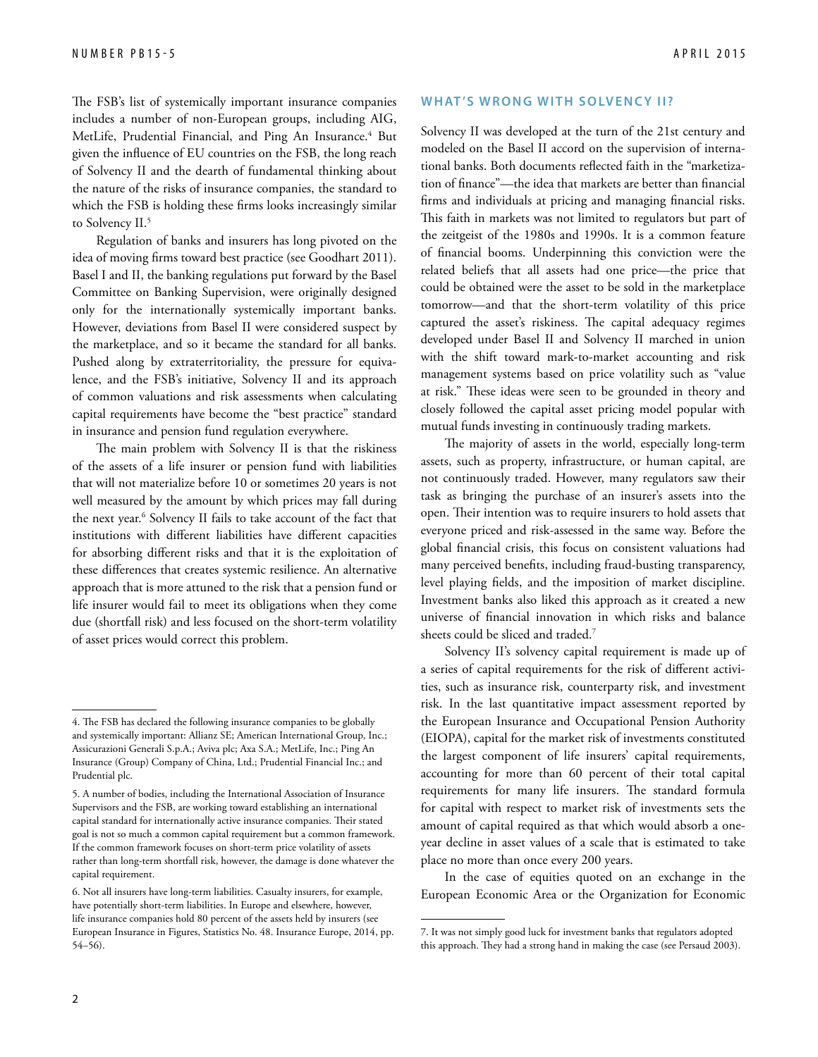The FSB's list of systemically important insurance companies includes a number of non-European groups, including AIG, MetLife, Prudential Financial, and Ping An Insurance.[4] But given the influence of EU countries on the FSB, the long reach of Solvency II and the dearth of fundamental thinking about the nature of the risks of insurance companies, the standard to which the FSB is holding these firms looks increasingly similar to Solvency II.[5]

Regulation of banks and insurers has long pivoted on the idea of moving firms toward best practice (see Goodhart 2011). Basel I and II, the banking regulations put forward by the Basel Committee on Banking Supervision, were originally designed only for the internationally systemically important banks. However, deviations from Basel II were considered suspect by the marketplace, and so it became the standard for all banks. Pushed along by extraterritoriality, the pressure for equivalence, and the FSB's initiative, Solvency II and its approach of common valuations and risk assessments when calculating capital requirements have become the "best practice" standard in insurance and pension fund regulation everywhere.

The main problem with Solvency II is that the riskiness of the assets of a life insurer or pension fund with liabilities that will not materialize before 10 or sometimes 20 years is not well measured by the amount by which prices may fall during the next year.[6] Solvency II fails to take account of the fact that institutions with different liabilities have different capacities for absorbing different risks and that it is the exploitation of these differences that creates systemic resilience. An alternative approach that is more attuned to the risk that a pension fund or life insurer would fail to meet its obligations when they come due (shortfall risk) and less focused on the short-term volatility of asset prices would correct this problem.

## WHAT'S WRONG WITH SOLVENCY II?

Solvency II was developed at the turn of the 21st century and modeled on the Basel II accord on the supervision of international banks. Both documents reflected faith in the "marketization of finance"—the idea that markets are better than financial firms and individuals at pricing and managing financial risks. This faith in markets was not limited to regulators but part of the zeitgeist of the 1980s and 1990s. It is a common feature of financial booms. Underpinning this conviction were the related beliefs that all assets had one price—the price that could be obtained were the asset to be sold in the marketplace tomorrow—and that the short-term volatility of this price captured the asset's riskiness. The capital adequacy regimes developed under Basel II and Solvency II marched in union with the shift toward mark-to-market accounting and risk management systems based on price volatility such as "value at risk." These ideas were seen to be grounded in theory and closely followed the capital asset pricing model popular with mutual funds investing in continuously trading markets.

The majority of assets in the world, especially long-term assets, such as property, infrastructure, or human capital, are not continuously traded. However, many regulators saw their task as bringing the purchase of an insurer's assets into the open. Their intention was to require insurers to hold assets that everyone priced and risk-assessed in the same way. Before the global financial crisis, this focus on consistent valuations had many perceived benefits, including fraud-busting transparency, level playing fields, and the imposition of market discipline. Investment banks also liked this approach as it created a new universe of financial innovation in which risks and balance sheets could be sliced and traded.[7]

Solvency II's solvency capital requirement is made up of a series of capital requirements for the risk of different activities, such as insurance risk, counterparty risk, and investment risk. In the last quantitative impact assessment reported by the European Insurance and Occupational Pension Authority (EIOPA), capital for the market risk of investments constituted the largest component of life insurers' capital requirements, accounting for more than 60 percent of their total capital requirements for many life insurers. The standard formula for capital with respect to market risk of investments sets the amount of capital required as that which would absorb a one-year decline in asset values of a scale that is estimated to take place no more than once every 200 years.

In the case of equities quoted on an exchange in the European Economic Area or the Organization for Economic

---

4. The FSB has declared the following insurance companies to be globally and systemically important: Allianz SE; American International Group, Inc.; Assicurazioni Generali S.p.A.; Aviva plc; Axa S.A.; MetLife, Inc.; Ping An Insurance (Group) Company of China, Ltd.; Prudential Financial Inc.; and Prudential plc.

5. A number of bodies, including the International Association of Insurance Supervisors and the FSB, are working toward establishing an international capital standard for internationally active insurance companies. Their stated goal is not so much a common capital requirement but a common framework. If the common framework focuses on short-term price volatility of assets rather than long-term shortfall risk, however, the damage is done whatever the capital requirement.

6. Not all insurers have long-term liabilities. Casualty insurers, for example, have potentially short-term liabilities. In Europe and elsewhere, however, life insurance companies hold 80 percent of the assets held by insurers (see European Insurance in Figures, Statistics No. 48. Insurance Europe, 2014, pp. 54–56).

7. It was not simply good luck for investment banks that regulators adopted this approach. They had a strong hand in making the case (see Persaud 2003).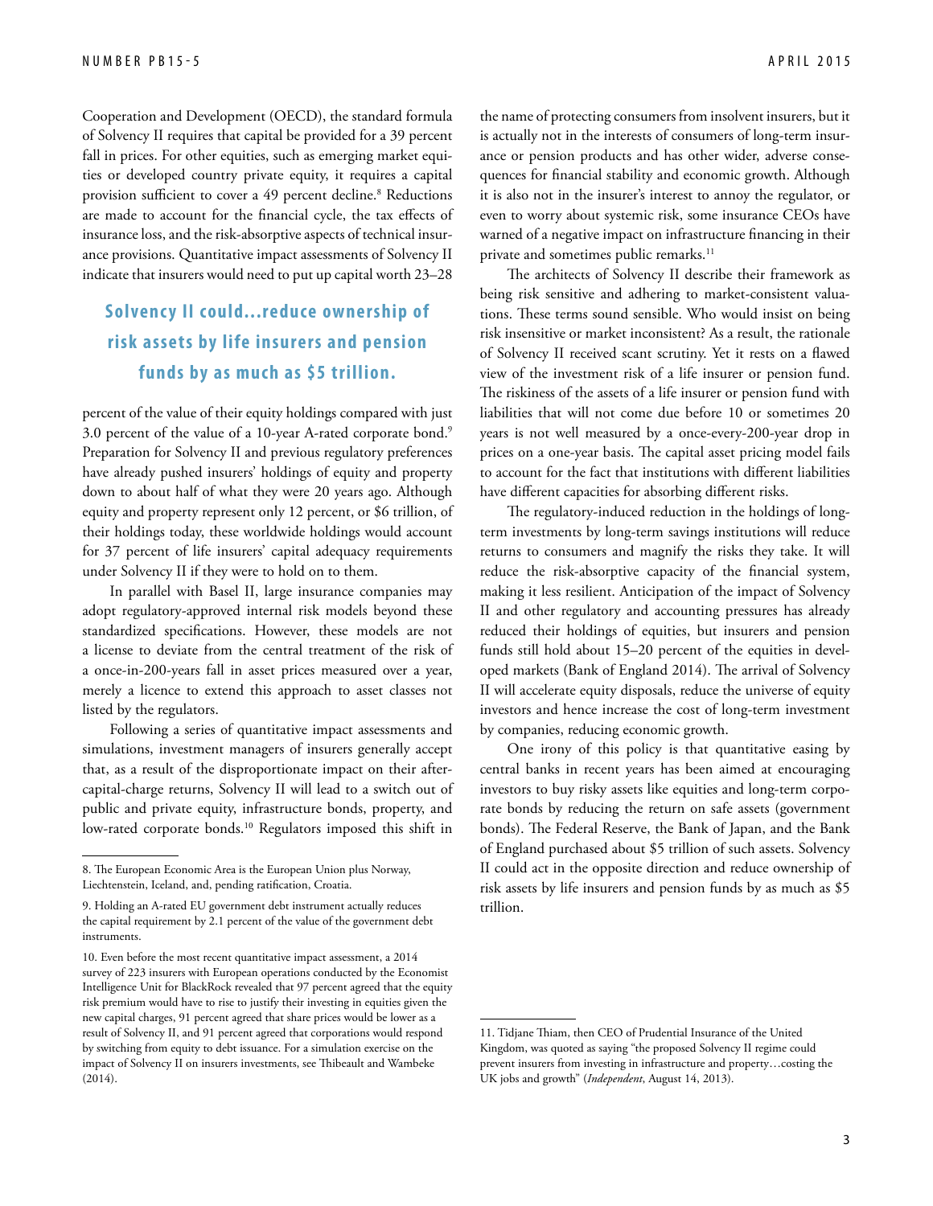Cooperation and Development (OECD), the standard formula of Solvency II requires that capital be provided for a 39 percent fall in prices. For other equities, such as emerging market equities or developed country private equity, it requires a capital provision sufficient to cover a 49 percent decline.[8] Reductions are made to account for the financial cycle, the tax effects of insurance loss, and the risk-absorptive aspects of technical insurance provisions. Quantitative impact assessments of Solvency II indicate that insurers would need to put up capital worth 23–28 percent of the value of their equity holdings compared with just 3.0 percent of the value of a 10-year A-rated corporate bond.[9] Preparation for Solvency II and previous regulatory preferences have already pushed insurers' holdings of equity and property down to about half of what they were 20 years ago. Although equity and property represent only 12 percent, or $6 trillion, of their holdings today, these worldwide holdings would account for 37 percent of life insurers' capital adequacy requirements under Solvency II if they were to hold on to them.

> **Solvency II could…reduce ownership of risk assets by life insurers and pension funds by as much as $5 trillion.**

In parallel with Basel II, large insurance companies may adopt regulatory-approved internal risk models beyond these standardized specifications. However, these models are not a license to deviate from the central treatment of the risk of a once-in-200-years fall in asset prices measured over a year, merely a licence to extend this approach to asset classes not listed by the regulators.

Following a series of quantitative impact assessments and simulations, investment managers of insurers generally accept that, as a result of the disproportionate impact on their after-capital-charge returns, Solvency II will lead to a switch out of public and private equity, infrastructure bonds, property, and low-rated corporate bonds.[10] Regulators imposed this shift in the name of protecting consumers from insolvent insurers, but it is actually not in the interests of consumers of long-term insurance or pension products and has other wider, adverse consequences for financial stability and economic growth. Although it is also not in the insurer's interest to annoy the regulator, or even to worry about systemic risk, some insurance CEOs have warned of a negative impact on infrastructure financing in their private and sometimes public remarks.[11]

The architects of Solvency II describe their framework as being risk sensitive and adhering to market-consistent valuations. These terms sound sensible. Who would insist on being risk insensitive or market inconsistent? As a result, the rationale of Solvency II received scant scrutiny. Yet it rests on a flawed view of the investment risk of a life insurer or pension fund. The riskiness of the assets of a life insurer or pension fund with liabilities that will not come due before 10 or sometimes 20 years is not well measured by a once-every-200-year drop in prices on a one-year basis. The capital asset pricing model fails to account for the fact that institutions with different liabilities have different capacities for absorbing different risks.

The regulatory-induced reduction in the holdings of long-term investments by long-term savings institutions will reduce returns to consumers and magnify the risks they take. It will reduce the risk-absorptive capacity of the financial system, making it less resilient. Anticipation of the impact of Solvency II and other regulatory and accounting pressures has already reduced their holdings of equities, but insurers and pension funds still hold about 15–20 percent of the equities in developed markets (Bank of England 2014). The arrival of Solvency II will accelerate equity disposals, reduce the universe of equity investors and hence increase the cost of long-term investment by companies, reducing economic growth.

One irony of this policy is that quantitative easing by central banks in recent years has been aimed at encouraging investors to buy risky assets like equities and long-term corporate bonds by reducing the return on safe assets (government bonds). The Federal Reserve, the Bank of Japan, and the Bank of England purchased about $5 trillion of such assets. Solvency II could act in the opposite direction and reduce ownership of risk assets by life insurers and pension funds by as much as $5 trillion.

---

8. The European Economic Area is the European Union plus Norway, Liechtenstein, Iceland, and, pending ratification, Croatia.

9. Holding an A-rated EU government debt instrument actually reduces the capital requirement by 2.1 percent of the value of the government debt instruments.

10. Even before the most recent quantitative impact assessment, a 2014 survey of 223 insurers with European operations conducted by the Economist Intelligence Unit for BlackRock revealed that 97 percent agreed that the equity risk premium would have to rise to justify their investing in equities given the new capital charges, 91 percent agreed that share prices would be lower as a result of Solvency II, and 91 percent agreed that corporations would respond by switching from equity to debt issuance. For a simulation exercise on the impact of Solvency II on insurers investments, see Thibeault and Wambeke (2014).

11. Tidjane Thiam, then CEO of Prudential Insurance of the United Kingdom, was quoted as saying "the proposed Solvency II regime could prevent insurers from investing in infrastructure and property…costing the UK jobs and growth" (*Independent*, August 14, 2013).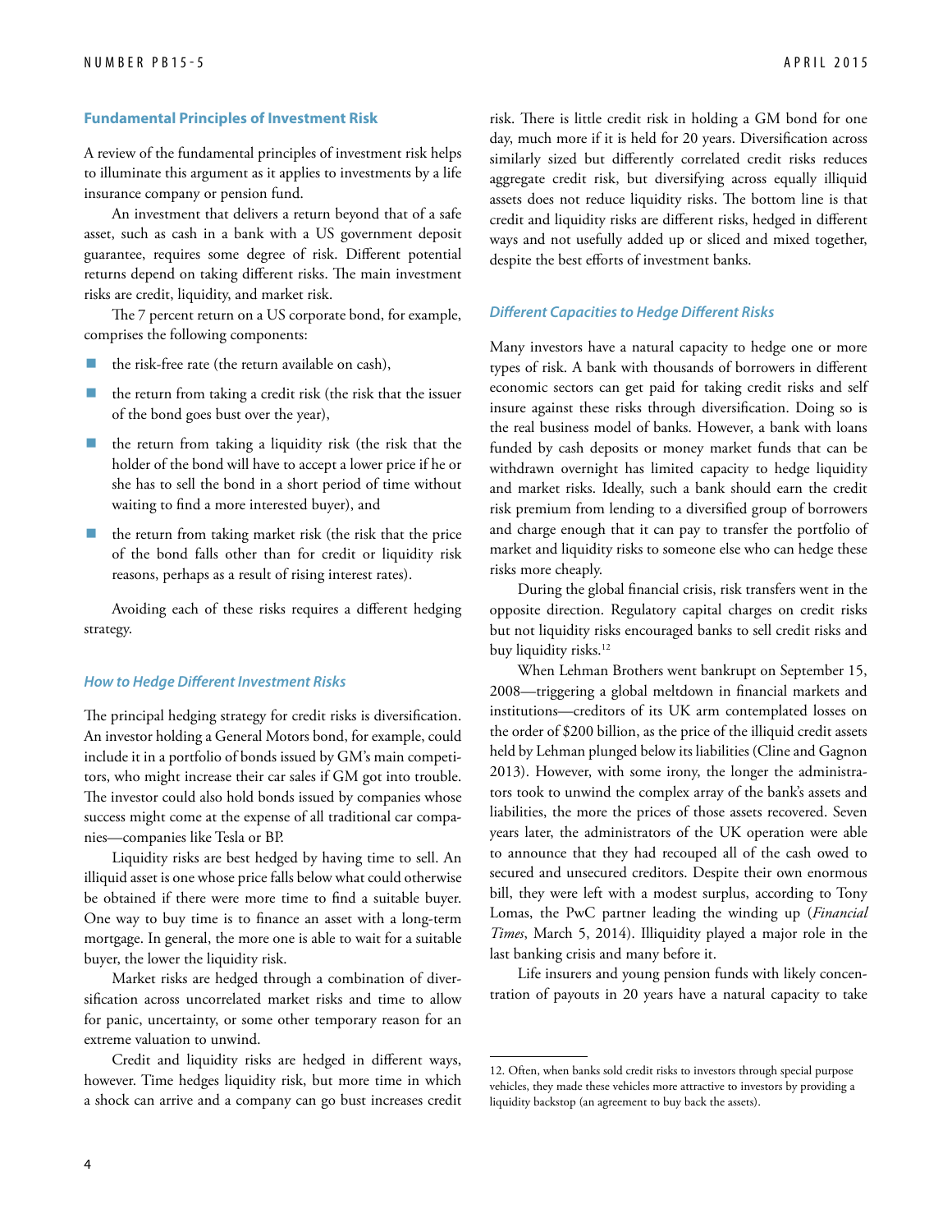## Fundamental Principles of Investment Risk

A review of the fundamental principles of investment risk helps to illuminate this argument as it applies to investments by a life insurance company or pension fund.

An investment that delivers a return beyond that of a safe asset, such as cash in a bank with a US government deposit guarantee, requires some degree of risk. Different potential returns depend on taking different risks. The main investment risks are credit, liquidity, and market risk.

The 7 percent return on a US corporate bond, for example, comprises the following components:

- the risk-free rate (the return available on cash),
- the return from taking a credit risk (the risk that the issuer of the bond goes bust over the year),
- the return from taking a liquidity risk (the risk that the holder of the bond will have to accept a lower price if he or she has to sell the bond in a short period of time without waiting to find a more interested buyer), and
- the return from taking market risk (the risk that the price of the bond falls other than for credit or liquidity risk reasons, perhaps as a result of rising interest rates).

Avoiding each of these risks requires a different hedging strategy.

### *How to Hedge Different Investment Risks*

The principal hedging strategy for credit risks is diversification. An investor holding a General Motors bond, for example, could include it in a portfolio of bonds issued by GM's main competitors, who might increase their car sales if GM got into trouble. The investor could also hold bonds issued by companies whose success might come at the expense of all traditional car companies—companies like Tesla or BP.

Liquidity risks are best hedged by having time to sell. An illiquid asset is one whose price falls below what could otherwise be obtained if there were more time to find a suitable buyer. One way to buy time is to finance an asset with a long-term mortgage. In general, the more one is able to wait for a suitable buyer, the lower the liquidity risk.

Market risks are hedged through a combination of diversification across uncorrelated market risks and time to allow for panic, uncertainty, or some other temporary reason for an extreme valuation to unwind.

Credit and liquidity risks are hedged in different ways, however. Time hedges liquidity risk, but more time in which a shock can arrive and a company can go bust increases credit risk. There is little credit risk in holding a GM bond for one day, much more if it is held for 20 years. Diversification across similarly sized but differently correlated credit risks reduces aggregate credit risk, but diversifying across equally illiquid assets does not reduce liquidity risks. The bottom line is that credit and liquidity risks are different risks, hedged in different ways and not usefully added up or sliced and mixed together, despite the best efforts of investment banks.

### *Different Capacities to Hedge Different Risks*

Many investors have a natural capacity to hedge one or more types of risk. A bank with thousands of borrowers in different economic sectors can get paid for taking credit risks and self insure against these risks through diversification. Doing so is the real business model of banks. However, a bank with loans funded by cash deposits or money market funds that can be withdrawn overnight has limited capacity to hedge liquidity and market risks. Ideally, such a bank should earn the credit risk premium from lending to a diversified group of borrowers and charge enough that it can pay to transfer the portfolio of market and liquidity risks to someone else who can hedge these risks more cheaply.

During the global financial crisis, risk transfers went in the opposite direction. Regulatory capital charges on credit risks but not liquidity risks encouraged banks to sell credit risks and buy liquidity risks.[12]

When Lehman Brothers went bankrupt on September 15, 2008—triggering a global meltdown in financial markets and institutions—creditors of its UK arm contemplated losses on the order of $200 billion, as the price of the illiquid credit assets held by Lehman plunged below its liabilities (Cline and Gagnon 2013). However, with some irony, the longer the administrators took to unwind the complex array of the bank's assets and liabilities, the more the prices of those assets recovered. Seven years later, the administrators of the UK operation were able to announce that they had recouped all of the cash owed to secured and unsecured creditors. Despite their own enormous bill, they were left with a modest surplus, according to Tony Lomas, the PwC partner leading the winding up (*Financial Times*, March 5, 2014). Illiquidity played a major role in the last banking crisis and many before it.

Life insurers and young pension funds with likely concentration of payouts in 20 years have a natural capacity to take

12. Often, when banks sold credit risks to investors through special purpose vehicles, they made these vehicles more attractive to investors by providing a liquidity backstop (an agreement to buy back the assets).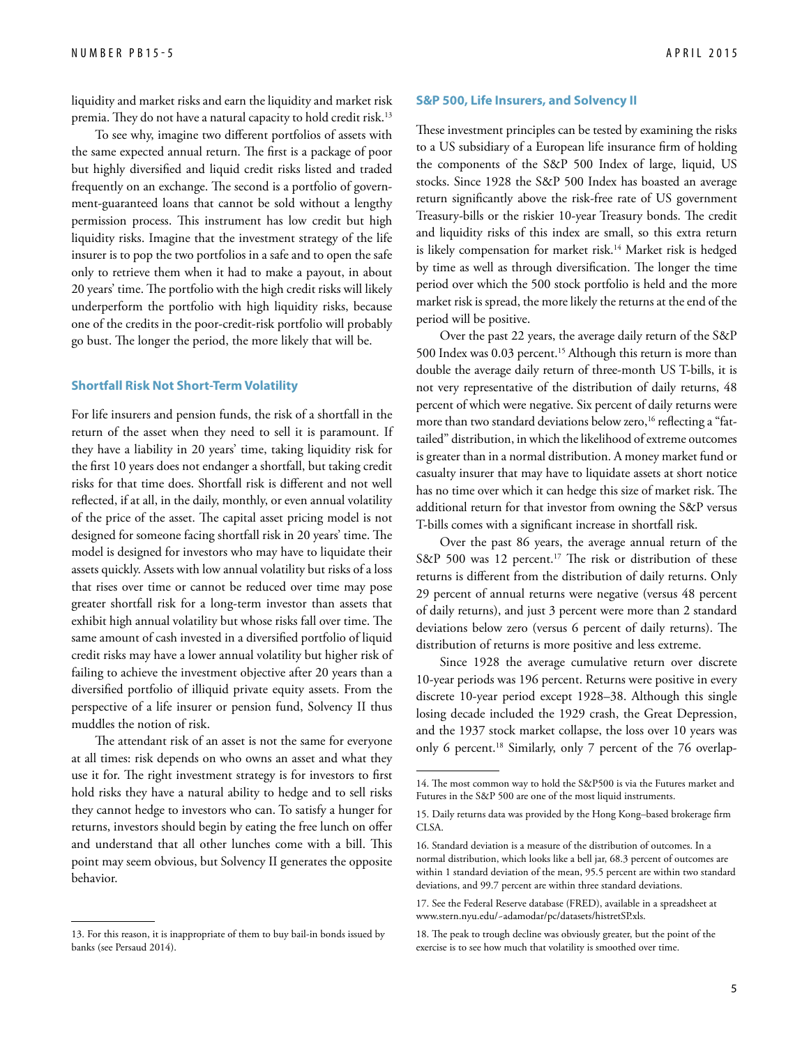liquidity and market risks and earn the liquidity and market risk premia. They do not have a natural capacity to hold credit risk.[13]

To see why, imagine two different portfolios of assets with the same expected annual return. The first is a package of poor but highly diversified and liquid credit risks listed and traded frequently on an exchange. The second is a portfolio of government-guaranteed loans that cannot be sold without a lengthy permission process. This instrument has low credit but high liquidity risks. Imagine that the investment strategy of the life insurer is to pop the two portfolios in a safe and to open the safe only to retrieve them when it had to make a payout, in about 20 years' time. The portfolio with the high credit risks will likely underperform the portfolio with high liquidity risks, because one of the credits in the poor-credit-risk portfolio will probably go bust. The longer the period, the more likely that will be.

### Shortfall Risk Not Short-Term Volatility

For life insurers and pension funds, the risk of a shortfall in the return of the asset when they need to sell it is paramount. If they have a liability in 20 years' time, taking liquidity risk for the first 10 years does not endanger a shortfall, but taking credit risks for that time does. Shortfall risk is different and not well reflected, if at all, in the daily, monthly, or even annual volatility of the price of the asset. The capital asset pricing model is not designed for someone facing shortfall risk in 20 years' time. The model is designed for investors who may have to liquidate their assets quickly. Assets with low annual volatility but risks of a loss that rises over time or cannot be reduced over time may pose greater shortfall risk for a long-term investor than assets that exhibit high annual volatility but whose risks fall over time. The same amount of cash invested in a diversified portfolio of liquid credit risks may have a lower annual volatility but higher risk of failing to achieve the investment objective after 20 years than a diversified portfolio of illiquid private equity assets. From the perspective of a life insurer or pension fund, Solvency II thus muddles the notion of risk.

The attendant risk of an asset is not the same for everyone at all times: risk depends on who owns an asset and what they use it for. The right investment strategy is for investors to first hold risks they have a natural ability to hedge and to sell risks they cannot hedge to investors who can. To satisfy a hunger for returns, investors should begin by eating the free lunch on offer and understand that all other lunches come with a bill. This point may seem obvious, but Solvency II generates the opposite behavior.

### S&P 500, Life Insurers, and Solvency II

These investment principles can be tested by examining the risks to a US subsidiary of a European life insurance firm of holding the components of the S&P 500 Index of large, liquid, US stocks. Since 1928 the S&P 500 Index has boasted an average return significantly above the risk-free rate of US government Treasury-bills or the riskier 10-year Treasury bonds. The credit and liquidity risks of this index are small, so this extra return is likely compensation for market risk.[14] Market risk is hedged by time as well as through diversification. The longer the time period over which the 500 stock portfolio is held and the more market risk is spread, the more likely the returns at the end of the period will be positive.

Over the past 22 years, the average daily return of the S&P 500 Index was 0.03 percent.[15] Although this return is more than double the average daily return of three-month US T-bills, it is not very representative of the distribution of daily returns, 48 percent of which were negative. Six percent of daily returns were more than two standard deviations below zero,[16] reflecting a "fat-tailed" distribution, in which the likelihood of extreme outcomes is greater than in a normal distribution. A money market fund or casualty insurer that may have to liquidate assets at short notice has no time over which it can hedge this size of market risk. The additional return for that investor from owning the S&P versus T-bills comes with a significant increase in shortfall risk.

Over the past 86 years, the average annual return of the S&P 500 was 12 percent.[17] The risk or distribution of these returns is different from the distribution of daily returns. Only 29 percent of annual returns were negative (versus 48 percent of daily returns), and just 3 percent were more than 2 standard deviations below zero (versus 6 percent of daily returns). The distribution of returns is more positive and less extreme.

Since 1928 the average cumulative return over discrete 10-year periods was 196 percent. Returns were positive in every discrete 10-year period except 1928–38. Although this single losing decade included the 1929 crash, the Great Depression, and the 1937 stock market collapse, the loss over 10 years was only 6 percent.[18] Similarly, only 7 percent of the 76 overlap-

---

13. For this reason, it is inappropriate of them to buy bail-in bonds issued by banks (see Persaud 2014).

14. The most common way to hold the S&P500 is via the Futures market and Futures in the S&P 500 are one of the most liquid instruments.

15. Daily returns data was provided by the Hong Kong–based brokerage firm CLSA.

16. Standard deviation is a measure of the distribution of outcomes. In a normal distribution, which looks like a bell jar, 68.3 percent of outcomes are within 1 standard deviation of the mean, 95.5 percent are within two standard deviations, and 99.7 percent are within three standard deviations.

17. See the Federal Reserve database (FRED), available in a spreadsheet at www.stern.nyu.edu/~adamodar/pc/datasets/histretSP.xls.

18. The peak to trough decline was obviously greater, but the point of the exercise is to see how much that volatility is smoothed over time.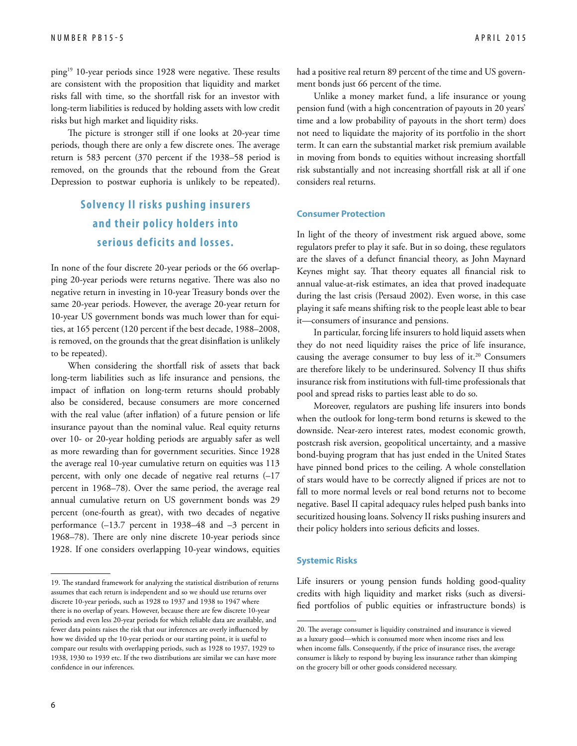ping[19] 10-year periods since 1928 were negative. These results are consistent with the proposition that liquidity and market risks fall with time, so the shortfall risk for an investor with long-term liabilities is reduced by holding assets with low credit risks but high market and liquidity risks.

The picture is stronger still if one looks at 20-year time periods, though there are only a few discrete ones. The average return is 583 percent (370 percent if the 1938–58 period is removed, on the grounds that the rebound from the Great Depression to postwar euphoria is unlikely to be repeated).

> **Solvency II risks pushing insurers and their policy holders into serious deficits and losses.**

In none of the four discrete 20-year periods or the 66 overlapping 20-year periods were returns negative. There was also no negative return in investing in 10-year Treasury bonds over the same 20-year periods. However, the average 20-year return for 10-year US government bonds was much lower than for equities, at 165 percent (120 percent if the best decade, 1988–2008, is removed, on the grounds that the great disinflation is unlikely to be repeated).

When considering the shortfall risk of assets that back long-term liabilities such as life insurance and pensions, the impact of inflation on long-term returns should probably also be considered, because consumers are more concerned with the real value (after inflation) of a future pension or life insurance payout than the nominal value. Real equity returns over 10- or 20-year holding periods are arguably safer as well as more rewarding than for government securities. Since 1928 the average real 10-year cumulative return on equities was 113 percent, with only one decade of negative real returns (–17 percent in 1968–78). Over the same period, the average real annual cumulative return on US government bonds was 29 percent (one-fourth as great), with two decades of negative performance (–13.7 percent in 1938–48 and –3 percent in 1968–78). There are only nine discrete 10-year periods since 1928. If one considers overlapping 10-year windows, equities had a positive real return 89 percent of the time and US government bonds just 66 percent of the time.

Unlike a money market fund, a life insurance or young pension fund (with a high concentration of payouts in 20 years' time and a low probability of payouts in the short term) does not need to liquidate the majority of its portfolio in the short term. It can earn the substantial market risk premium available in moving from bonds to equities without increasing shortfall risk substantially and not increasing shortfall risk at all if one considers real returns.

### Consumer Protection

In light of the theory of investment risk argued above, some regulators prefer to play it safe. But in so doing, these regulators are the slaves of a defunct financial theory, as John Maynard Keynes might say. That theory equates all financial risk to annual value-at-risk estimates, an idea that proved inadequate during the last crisis (Persaud 2002). Even worse, in this case playing it safe means shifting risk to the people least able to bear it—consumers of insurance and pensions.

In particular, forcing life insurers to hold liquid assets when they do not need liquidity raises the price of life insurance, causing the average consumer to buy less of it.[20] Consumers are therefore likely to be underinsured. Solvency II thus shifts insurance risk from institutions with full-time professionals that pool and spread risks to parties least able to do so.

Moreover, regulators are pushing life insurers into bonds when the outlook for long-term bond returns is skewed to the downside. Near-zero interest rates, modest economic growth, postcrash risk aversion, geopolitical uncertainty, and a massive bond-buying program that has just ended in the United States have pinned bond prices to the ceiling. A whole constellation of stars would have to be correctly aligned if prices are not to fall to more normal levels or real bond returns not to become negative. Basel II capital adequacy rules helped push banks into securitized housing loans. Solvency II risks pushing insurers and their policy holders into serious deficits and losses.

### Systemic Risks

Life insurers or young pension funds holding good-quality credits with high liquidity and market risks (such as diversified portfolios of public equities or infrastructure bonds) is

---

19. The standard framework for analyzing the statistical distribution of returns assumes that each return is independent and so we should use returns over discrete 10-year periods, such as 1928 to 1937 and 1938 to 1947 where there is no overlap of years. However, because there are few discrete 10-year periods and even less 20-year periods for which reliable data are available, and fewer data points raises the risk that our inferences are overly influenced by how we divided up the 10-year periods or our starting point, it is useful to compare our results with overlapping periods, such as 1928 to 1937, 1929 to 1938, 1930 to 1939 etc. If the two distributions are similar we can have more confidence in our inferences.

20. The average consumer is liquidity constrained and insurance is viewed as a luxury good—which is consumed more when income rises and less when income falls. Consequently, if the price of insurance rises, the average consumer is likely to respond by buying less insurance rather than skimping on the grocery bill or other goods considered necessary.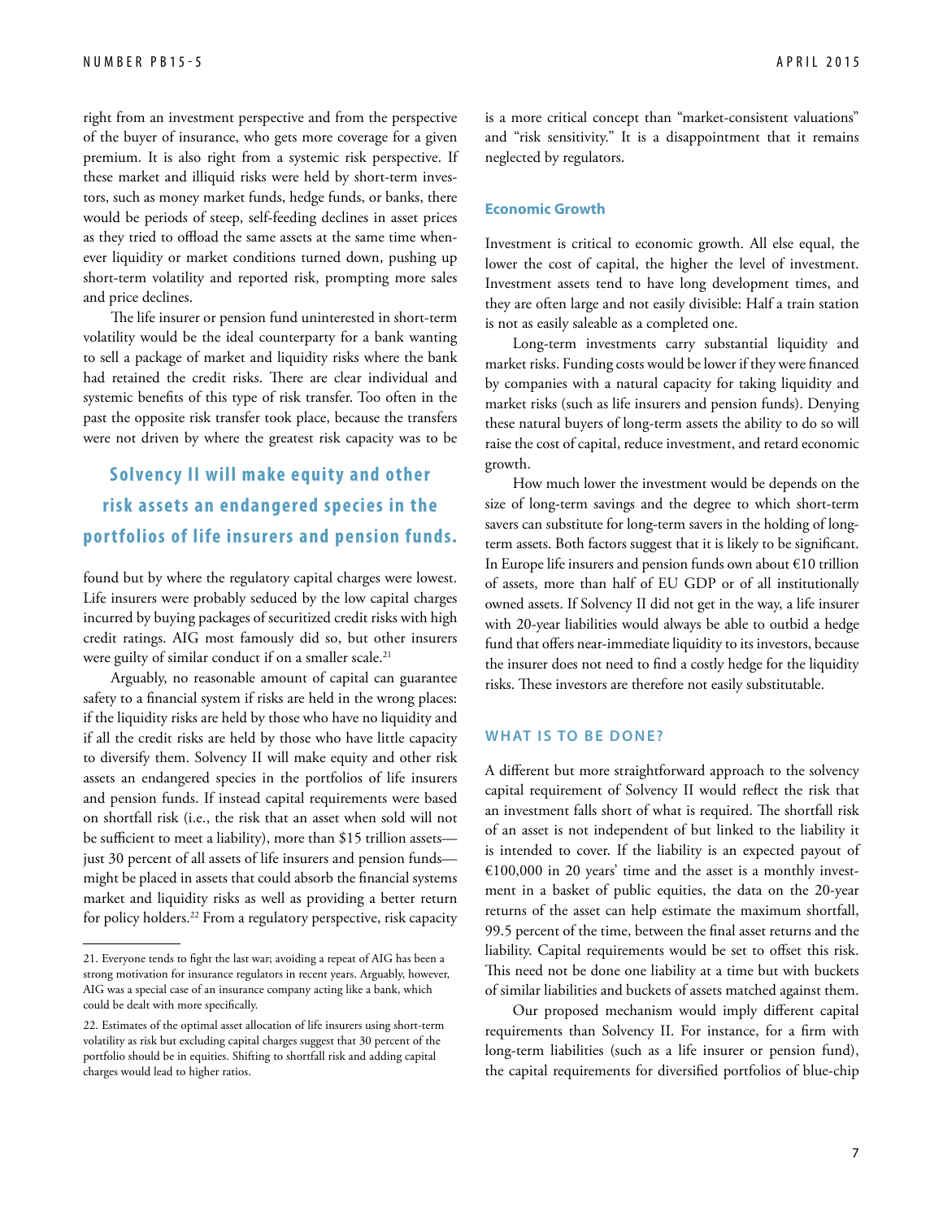right from an investment perspective and from the perspective of the buyer of insurance, who gets more coverage for a given premium. It is also right from a systemic risk perspective. If these market and illiquid risks were held by short-term investors, such as money market funds, hedge funds, or banks, there would be periods of steep, self-feeding declines in asset prices as they tried to offload the same assets at the same time whenever liquidity or market conditions turned down, pushing up short-term volatility and reported risk, prompting more sales and price declines.

The life insurer or pension fund uninterested in short-term volatility would be the ideal counterparty for a bank wanting to sell a package of market and liquidity risks where the bank had retained the credit risks. There are clear individual and systemic benefits of this type of risk transfer. Too often in the past the opposite risk transfer took place, because the transfers were not driven by where the greatest risk capacity was to be found but by where the regulatory capital charges were lowest. Life insurers were probably seduced by the low capital charges incurred by buying packages of securitized credit risks with high credit ratings. AIG most famously did so, but other insurers were guilty of similar conduct if on a smaller scale.[21]

**Solvency II will make equity and other risk assets an endangered species in the portfolios of life insurers and pension funds.**

Arguably, no reasonable amount of capital can guarantee safety to a financial system if risks are held in the wrong places: if the liquidity risks are held by those who have no liquidity and if all the credit risks are held by those who have little capacity to diversify them. Solvency II will make equity and other risk assets an endangered species in the portfolios of life insurers and pension funds. If instead capital requirements were based on shortfall risk (i.e., the risk that an asset when sold will not be sufficient to meet a liability), more than $15 trillion assets—just 30 percent of all assets of life insurers and pension funds—might be placed in assets that could absorb the financial systems market and liquidity risks as well as providing a better return for policy holders.[22] From a regulatory perspective, risk capacity is a more critical concept than "market-consistent valuations" and "risk sensitivity." It is a disappointment that it remains neglected by regulators.

### Economic Growth

Investment is critical to economic growth. All else equal, the lower the cost of capital, the higher the level of investment. Investment assets tend to have long development times, and they are often large and not easily divisible: Half a train station is not as easily saleable as a completed one.

Long-term investments carry substantial liquidity and market risks. Funding costs would be lower if they were financed by companies with a natural capacity for taking liquidity and market risks (such as life insurers and pension funds). Denying these natural buyers of long-term assets the ability to do so will raise the cost of capital, reduce investment, and retard economic growth.

How much lower the investment would be depends on the size of long-term savings and the degree to which short-term savers can substitute for long-term savers in the holding of long-term assets. Both factors suggest that it is likely to be significant. In Europe life insurers and pension funds own about €10 trillion of assets, more than half of EU GDP or of all institutionally owned assets. If Solvency II did not get in the way, a life insurer with 20-year liabilities would always be able to outbid a hedge fund that offers near-immediate liquidity to its investors, because the insurer does not need to find a costly hedge for the liquidity risks. These investors are therefore not easily substitutable.

## WHAT IS TO BE DONE?

A different but more straightforward approach to the solvency capital requirement of Solvency II would reflect the risk that an investment falls short of what is required. The shortfall risk of an asset is not independent of but linked to the liability it is intended to cover. If the liability is an expected payout of €100,000 in 20 years' time and the asset is a monthly investment in a basket of public equities, the data on the 20-year returns of the asset can help estimate the maximum shortfall, 99.5 percent of the time, between the final asset returns and the liability. Capital requirements would be set to offset this risk. This need not be done one liability at a time but with buckets of similar liabilities and buckets of assets matched against them.

Our proposed mechanism would imply different capital requirements than Solvency II. For instance, for a firm with long-term liabilities (such as a life insurer or pension fund), the capital requirements for diversified portfolios of blue-chip

---

21. Everyone tends to fight the last war; avoiding a repeat of AIG has been a strong motivation for insurance regulators in recent years. Arguably, however, AIG was a special case of an insurance company acting like a bank, which could be dealt with more specifically.

22. Estimates of the optimal asset allocation of life insurers using short-term volatility as risk but excluding capital charges suggest that 30 percent of the portfolio should be in equities. Shifting to shortfall risk and adding capital charges would lead to higher ratios.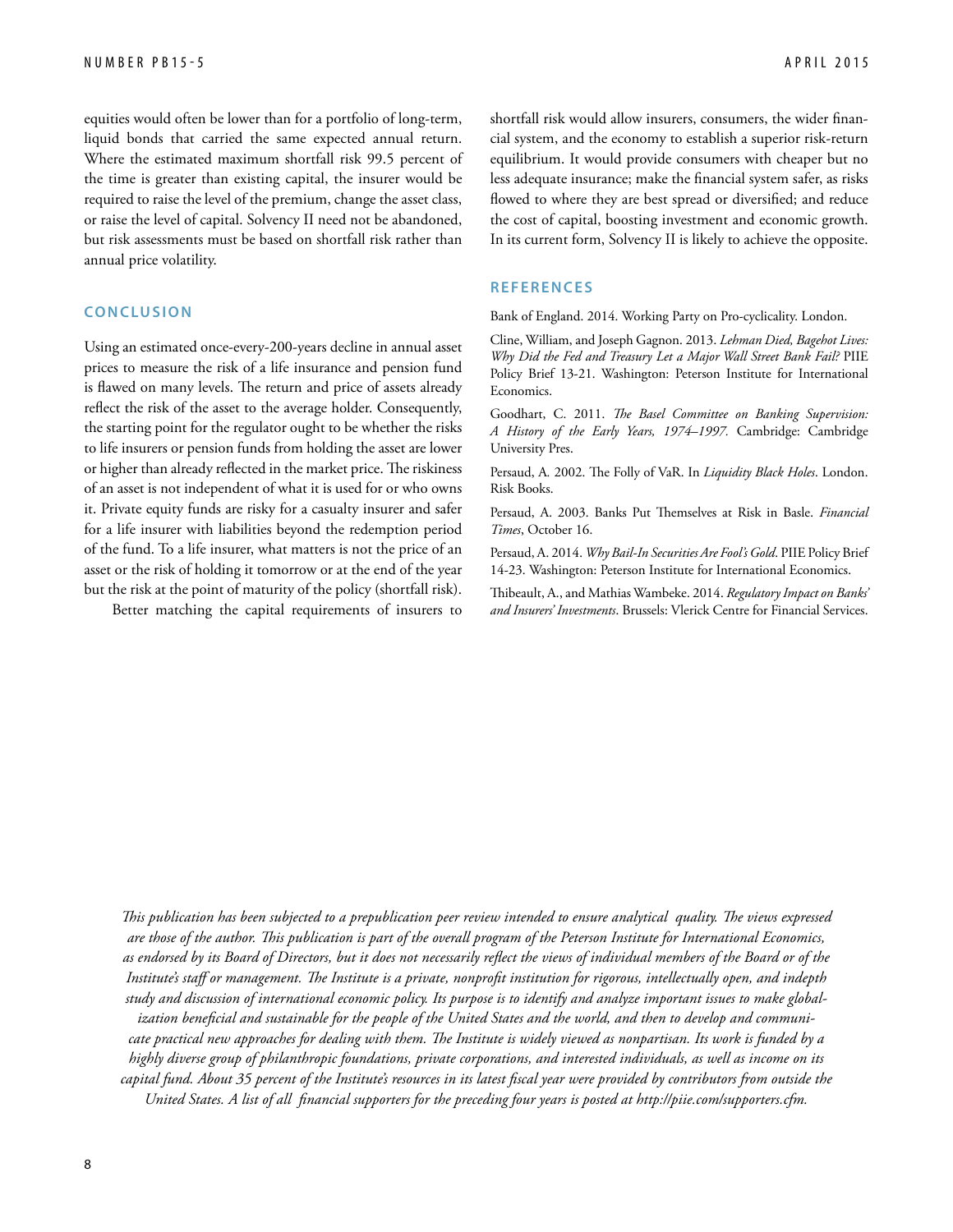equities would often be lower than for a portfolio of long-term, liquid bonds that carried the same expected annual return. Where the estimated maximum shortfall risk 99.5 percent of the time is greater than existing capital, the insurer would be required to raise the level of the premium, change the asset class, or raise the level of capital. Solvency II need not be abandoned, but risk assessments must be based on shortfall risk rather than annual price volatility.

## CONCLUSION

Using an estimated once-every-200-years decline in annual asset prices to measure the risk of a life insurance and pension fund is flawed on many levels. The return and price of assets already reflect the risk of the asset to the average holder. Consequently, the starting point for the regulator ought to be whether the risks to life insurers or pension funds from holding the asset are lower or higher than already reflected in the market price. The riskiness of an asset is not independent of what it is used for or who owns it. Private equity funds are risky for a casualty insurer and safer for a life insurer with liabilities beyond the redemption period of the fund. To a life insurer, what matters is not the price of an asset or the risk of holding it tomorrow or at the end of the year but the risk at the point of maturity of the policy (shortfall risk).

Better matching the capital requirements of insurers to shortfall risk would allow insurers, consumers, the wider financial system, and the economy to establish a superior risk-return equilibrium. It would provide consumers with cheaper but no less adequate insurance; make the financial system safer, as risks flowed to where they are best spread or diversified; and reduce the cost of capital, boosting investment and economic growth. In its current form, Solvency II is likely to achieve the opposite.

## REFERENCES

Bank of England. 2014. Working Party on Pro-cyclicality. London.

Cline, William, and Joseph Gagnon. 2013. *Lehman Died, Bagehot Lives: Why Did the Fed and Treasury Let a Major Wall Street Bank Fail?* PIIE Policy Brief 13-21. Washington: Peterson Institute for International Economics.

Goodhart, C. 2011. *The Basel Committee on Banking Supervision: A History of the Early Years, 1974–1997.* Cambridge: Cambridge University Pres.

Persaud, A. 2002. The Folly of VaR. In *Liquidity Black Holes*. London. Risk Books.

Persaud, A. 2003. Banks Put Themselves at Risk in Basle. *Financial Times*, October 16.

Persaud, A. 2014. *Why Bail-In Securities Are Fool's Gold*. PIIE Policy Brief 14-23. Washington: Peterson Institute for International Economics.

Thibeault, A., and Mathias Wambeke. 2014. *Regulatory Impact on Banks' and Insurers' Investments*. Brussels: Vlerick Centre for Financial Services.

*This publication has been subjected to a prepublication peer review intended to ensure analytical quality. The views expressed are those of the author. This publication is part of the overall program of the Peterson Institute for International Economics, as endorsed by its Board of Directors, but it does not necessarily reflect the views of individual members of the Board or of the Institute's staff or management. The Institute is a private, nonprofit institution for rigorous, intellectually open, and indepth study and discussion of international economic policy. Its purpose is to identify and analyze important issues to make globalization beneficial and sustainable for the people of the United States and the world, and then to develop and communicate practical new approaches for dealing with them. The Institute is widely viewed as nonpartisan. Its work is funded by a highly diverse group of philanthropic foundations, private corporations, and interested individuals, as well as income on its capital fund. About 35 percent of the Institute's resources in its latest fiscal year were provided by contributors from outside the United States. A list of all financial supporters for the preceding four years is posted at http://piie.com/supporters.cfm.*